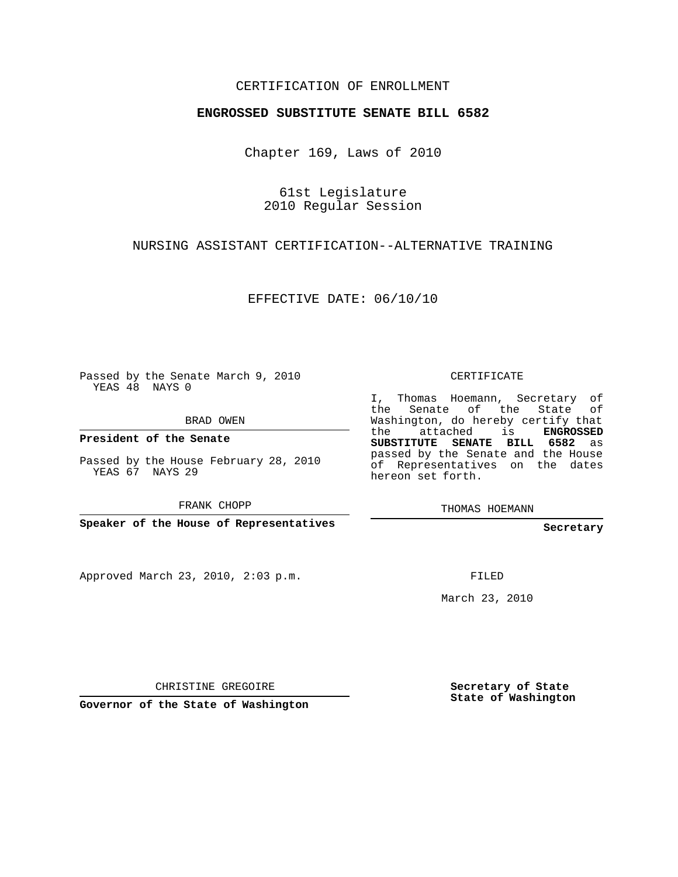CERTIFICATION OF ENROLLMENT

**ENGROSSED SUBSTITUTE SENATE BILL 6582**

Chapter 169, Laws of 2010

61st Legislature
2010 Regular Session

NURSING ASSISTANT CERTIFICATION--ALTERNATIVE TRAINING

EFFECTIVE DATE: 06/10/10

Passed by the Senate March 9, 2010
YEAS 48 NAYS 0

BRAD OWEN

**President of the Senate**

Passed by the House February 28, 2010
YEAS 67 NAYS 29

FRANK CHOPP

**Speaker of the House of Representatives**

CERTIFICATE

I, Thomas Hoemann, Secretary of the Senate of the State of Washington, do hereby certify that the attached is **ENGROSSED SUBSTITUTE SENATE BILL 6582** as passed by the Senate and the House of Representatives on the dates hereon set forth.

THOMAS HOEMANN

**Secretary**

Approved March 23, 2010, 2:03 p.m.

FILED

March 23, 2010

CHRISTINE GREGOIRE

**Governor of the State of Washington**

**Secretary of State**
**State of Washington**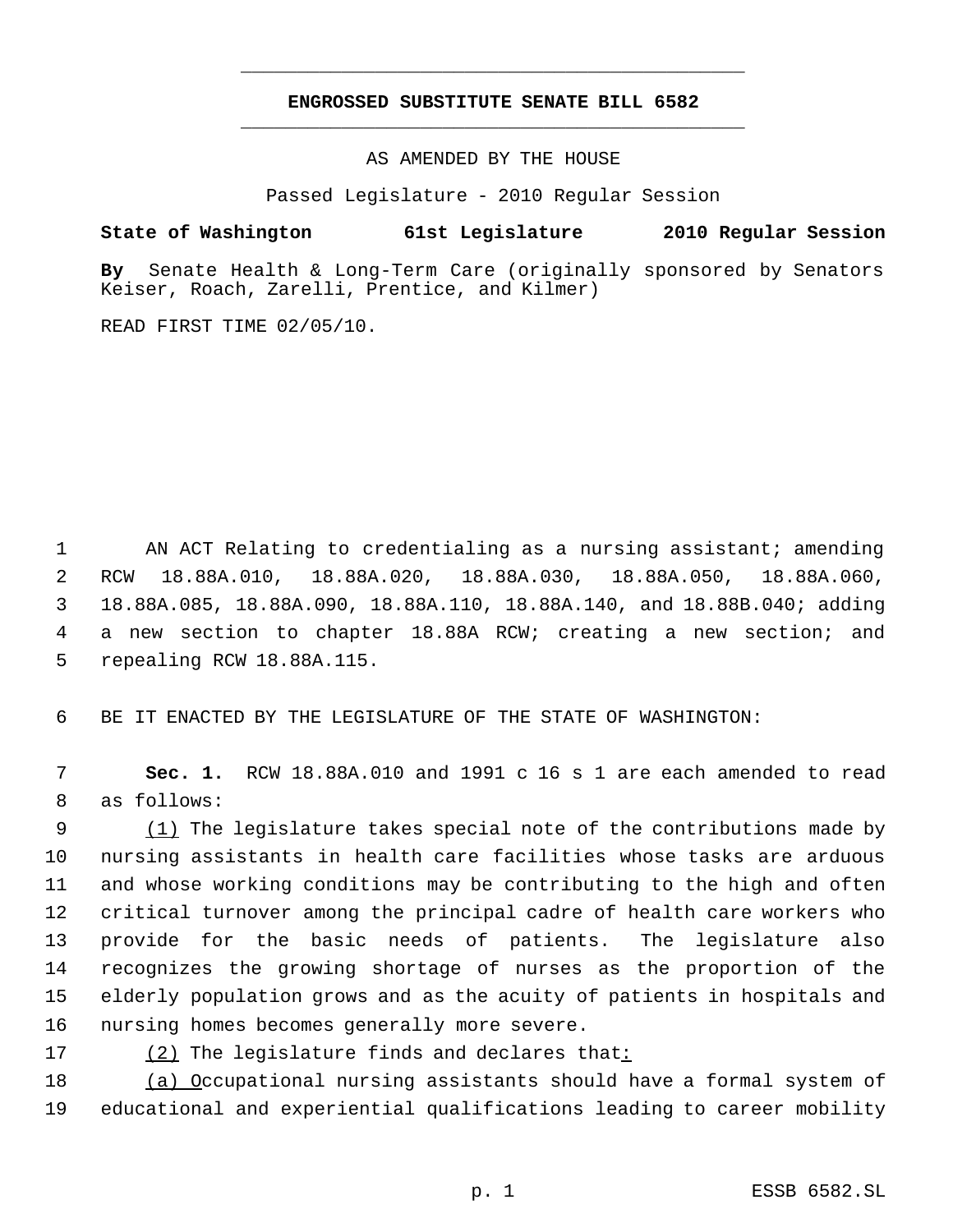**ENGROSSED SUBSTITUTE SENATE BILL 6582**

AS AMENDED BY THE HOUSE

Passed Legislature - 2010 Regular Session

**State of Washington 61st Legislature 2010 Regular Session**

**By** Senate Health & Long-Term Care (originally sponsored by Senators Keiser, Roach, Zarelli, Prentice, and Kilmer)

READ FIRST TIME 02/05/10.

AN ACT Relating to credentialing as a nursing assistant; amending RCW 18.88A.010, 18.88A.020, 18.88A.030, 18.88A.050, 18.88A.060, 18.88A.085, 18.88A.090, 18.88A.110, 18.88A.140, and 18.88B.040; adding a new section to chapter 18.88A RCW; creating a new section; and repealing RCW 18.88A.115.

BE IT ENACTED BY THE LEGISLATURE OF THE STATE OF WASHINGTON:

**Sec. 1.** RCW 18.88A.010 and 1991 c 16 s 1 are each amended to read as follows:

(1) The legislature takes special note of the contributions made by nursing assistants in health care facilities whose tasks are arduous and whose working conditions may be contributing to the high and often critical turnover among the principal cadre of health care workers who provide for the basic needs of patients. The legislature also recognizes the growing shortage of nurses as the proportion of the elderly population grows and as the acuity of patients in hospitals and nursing homes becomes generally more severe.

(2) The legislature finds and declares that:

(a) Occupational nursing assistants should have a formal system of educational and experiential qualifications leading to career mobility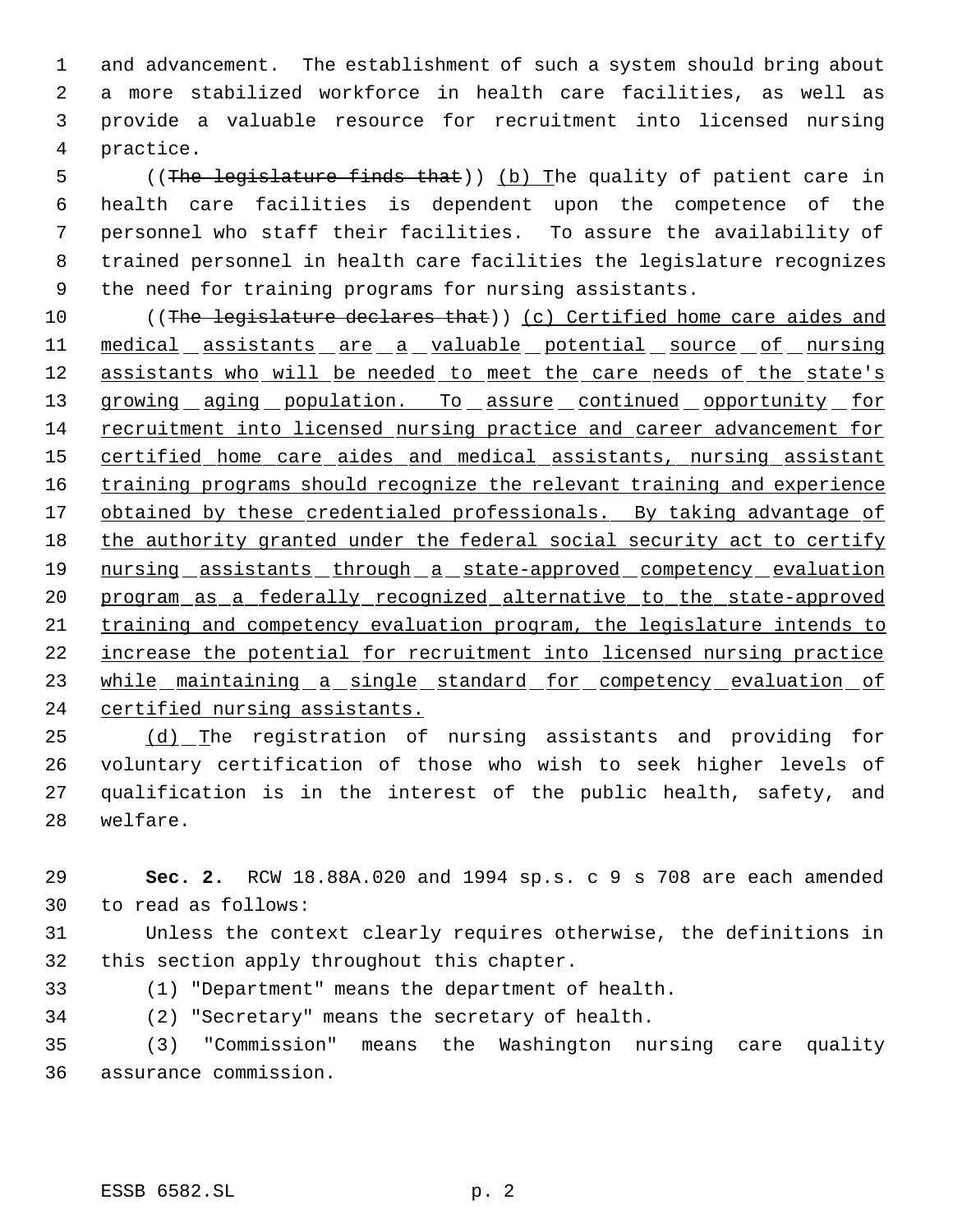and advancement. The establishment of such a system should bring about a more stabilized workforce in health care facilities, as well as provide a valuable resource for recruitment into licensed nursing practice.

((~~The legislature finds that~~)) (b) The quality of patient care in health care facilities is dependent upon the competence of the personnel who staff their facilities. To assure the availability of trained personnel in health care facilities the legislature recognizes the need for training programs for nursing assistants.

((~~The legislature declares that~~)) (c) Certified home care aides and medical assistants are a valuable potential source of nursing assistants who will be needed to meet the care needs of the state's growing aging population. To assure continued opportunity for recruitment into licensed nursing practice and career advancement for certified home care aides and medical assistants, nursing assistant training programs should recognize the relevant training and experience obtained by these credentialed professionals. By taking advantage of the authority granted under the federal social security act to certify nursing assistants through a state-approved competency evaluation program as a federally recognized alternative to the state-approved training and competency evaluation program, the legislature intends to increase the potential for recruitment into licensed nursing practice while maintaining a single standard for competency evaluation of certified nursing assistants.

(d) The registration of nursing assistants and providing for voluntary certification of those who wish to seek higher levels of qualification is in the interest of the public health, safety, and welfare.

**Sec. 2.** RCW 18.88A.020 and 1994 sp.s. c 9 s 708 are each amended to read as follows:

Unless the context clearly requires otherwise, the definitions in this section apply throughout this chapter.

(1) "Department" means the department of health.

(2) "Secretary" means the secretary of health.

(3) "Commission" means the Washington nursing care quality assurance commission.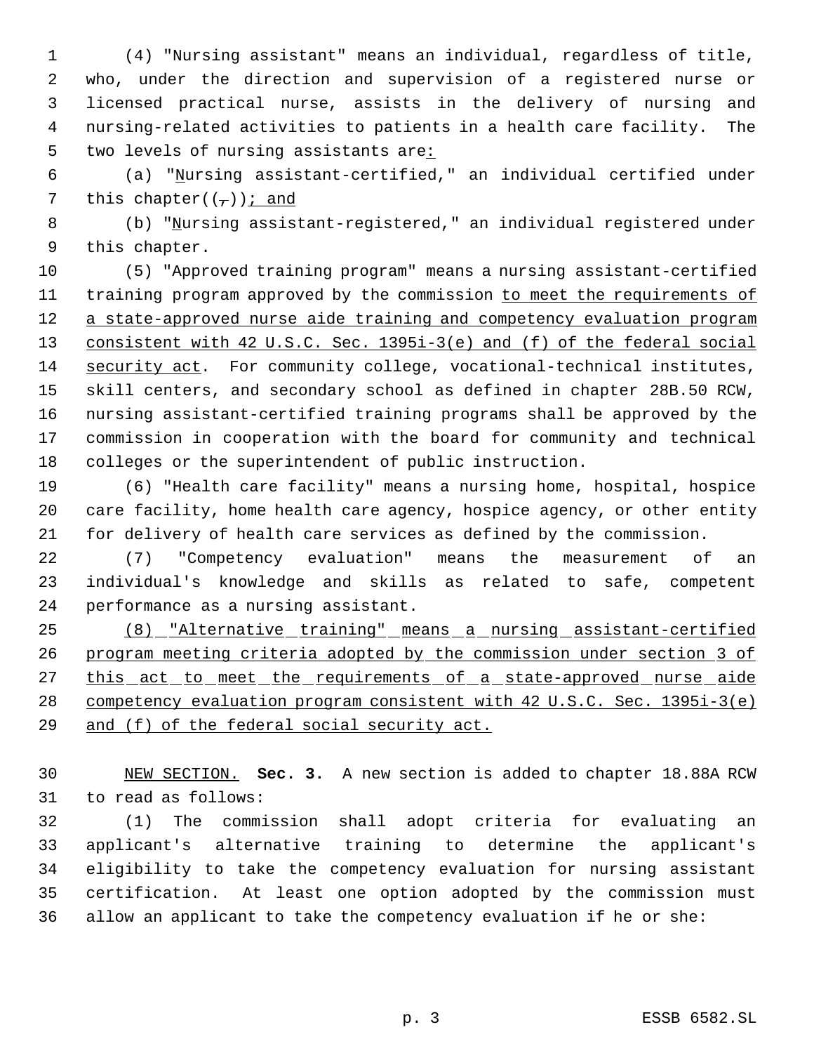(4) "Nursing assistant" means an individual, regardless of title, who, under the direction and supervision of a registered nurse or licensed practical nurse, assists in the delivery of nursing and nursing-related activities to patients in a health care facility. The two levels of nursing assistants are:

(a) "Nursing assistant-certified," an individual certified under this chapter((,)); and

(b) "Nursing assistant-registered," an individual registered under this chapter.

(5) "Approved training program" means a nursing assistant-certified training program approved by the commission to meet the requirements of a state-approved nurse aide training and competency evaluation program consistent with 42 U.S.C. Sec. 1395i-3(e) and (f) of the federal social security act. For community college, vocational-technical institutes, skill centers, and secondary school as defined in chapter 28B.50 RCW, nursing assistant-certified training programs shall be approved by the commission in cooperation with the board for community and technical colleges or the superintendent of public instruction.

(6) "Health care facility" means a nursing home, hospital, hospice care facility, home health care agency, hospice agency, or other entity for delivery of health care services as defined by the commission.

(7) "Competency evaluation" means the measurement of an individual's knowledge and skills as related to safe, competent performance as a nursing assistant.

(8) "Alternative training" means a nursing assistant-certified program meeting criteria adopted by the commission under section 3 of this act to meet the requirements of a state-approved nurse aide competency evaluation program consistent with 42 U.S.C. Sec. 1395i-3(e) and (f) of the federal social security act.

NEW SECTION. **Sec. 3.** A new section is added to chapter 18.88A RCW to read as follows:

(1) The commission shall adopt criteria for evaluating an applicant's alternative training to determine the applicant's eligibility to take the competency evaluation for nursing assistant certification. At least one option adopted by the commission must allow an applicant to take the competency evaluation if he or she: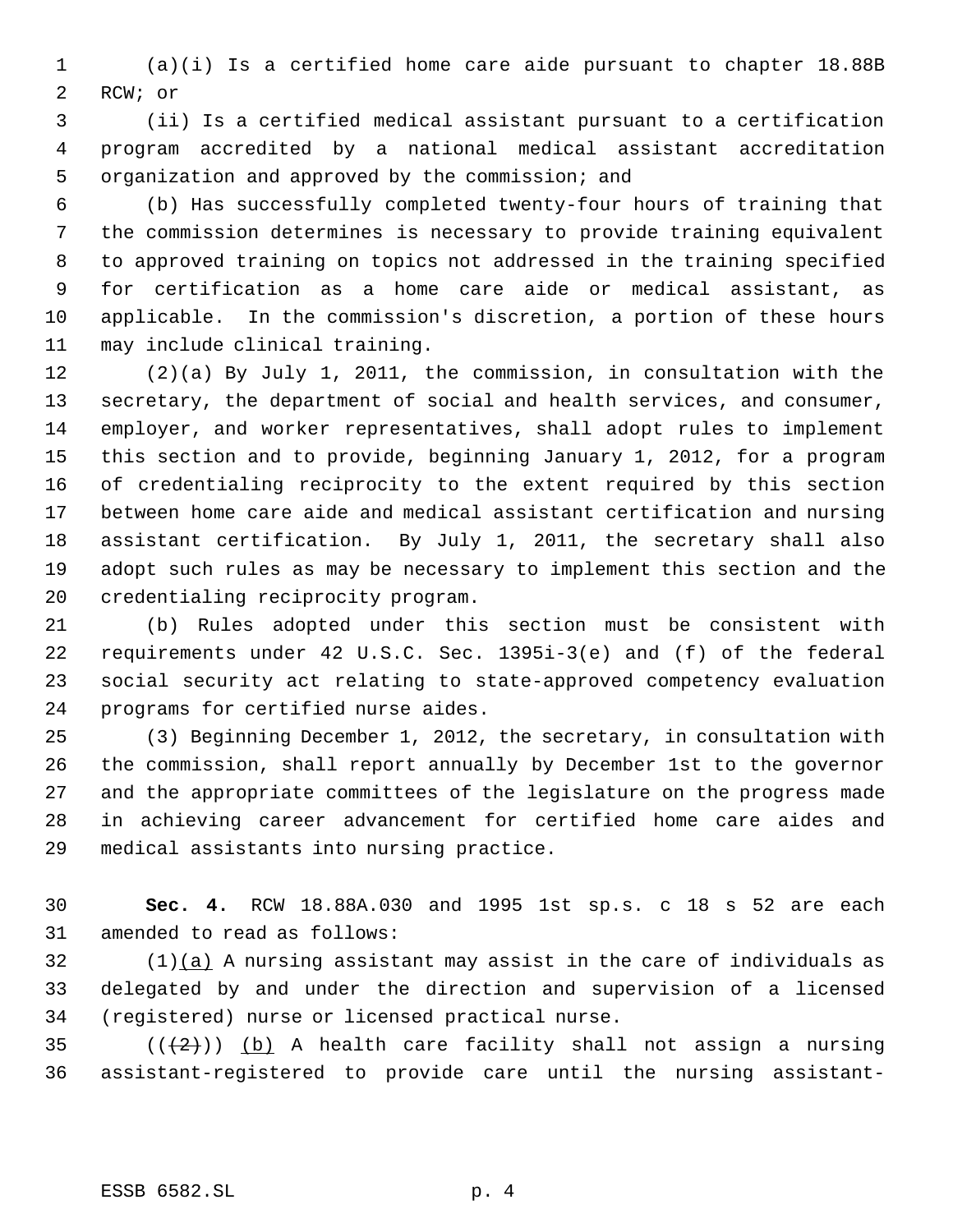(a)(i) Is a certified home care aide pursuant to chapter 18.88B RCW; or

(ii) Is a certified medical assistant pursuant to a certification program accredited by a national medical assistant accreditation organization and approved by the commission; and

(b) Has successfully completed twenty-four hours of training that the commission determines is necessary to provide training equivalent to approved training on topics not addressed in the training specified for certification as a home care aide or medical assistant, as applicable. In the commission's discretion, a portion of these hours may include clinical training.

(2)(a) By July 1, 2011, the commission, in consultation with the secretary, the department of social and health services, and consumer, employer, and worker representatives, shall adopt rules to implement this section and to provide, beginning January 1, 2012, for a program of credentialing reciprocity to the extent required by this section between home care aide and medical assistant certification and nursing assistant certification. By July 1, 2011, the secretary shall also adopt such rules as may be necessary to implement this section and the credentialing reciprocity program.

(b) Rules adopted under this section must be consistent with requirements under 42 U.S.C. Sec. 1395i-3(e) and (f) of the federal social security act relating to state-approved competency evaluation programs for certified nurse aides.

(3) Beginning December 1, 2012, the secretary, in consultation with the commission, shall report annually by December 1st to the governor and the appropriate committees of the legislature on the progress made in achieving career advancement for certified home care aides and medical assistants into nursing practice.

**Sec. 4.** RCW 18.88A.030 and 1995 1st sp.s. c 18 s 52 are each amended to read as follows:

(1)(a) A nursing assistant may assist in the care of individuals as delegated by and under the direction and supervision of a licensed (registered) nurse or licensed practical nurse.

~~((2))~~ (b) A health care facility shall not assign a nursing assistant-registered to provide care until the nursing assistant-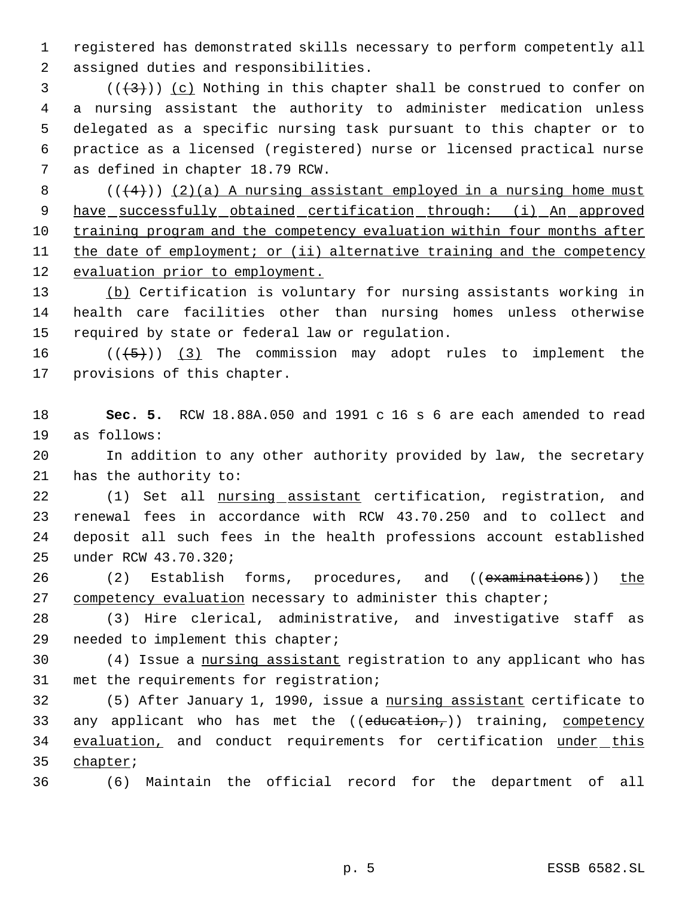registered has demonstrated skills necessary to perform competently all assigned duties and responsibilities.

(((3))) (c) Nothing in this chapter shall be construed to confer on a nursing assistant the authority to administer medication unless delegated as a specific nursing task pursuant to this chapter or to practice as a licensed (registered) nurse or licensed practical nurse as defined in chapter 18.79 RCW.

(((4))) (2)(a) A nursing assistant employed in a nursing home must have successfully obtained certification through: (i) An approved training program and the competency evaluation within four months after the date of employment; or (ii) alternative training and the competency evaluation prior to employment.

(b) Certification is voluntary for nursing assistants working in health care facilities other than nursing homes unless otherwise required by state or federal law or regulation.

(((5))) (3) The commission may adopt rules to implement the provisions of this chapter.

**Sec. 5.** RCW 18.88A.050 and 1991 c 16 s 6 are each amended to read as follows:

In addition to any other authority provided by law, the secretary has the authority to:

(1) Set all nursing assistant certification, registration, and renewal fees in accordance with RCW 43.70.250 and to collect and deposit all such fees in the health professions account established under RCW 43.70.320;

(2) Establish forms, procedures, and ((examinations)) the competency evaluation necessary to administer this chapter;

(3) Hire clerical, administrative, and investigative staff as needed to implement this chapter;

(4) Issue a nursing assistant registration to any applicant who has met the requirements for registration;

(5) After January 1, 1990, issue a nursing assistant certificate to any applicant who has met the ((education,)) training, competency evaluation, and conduct requirements for certification under this chapter;

(6) Maintain the official record for the department of all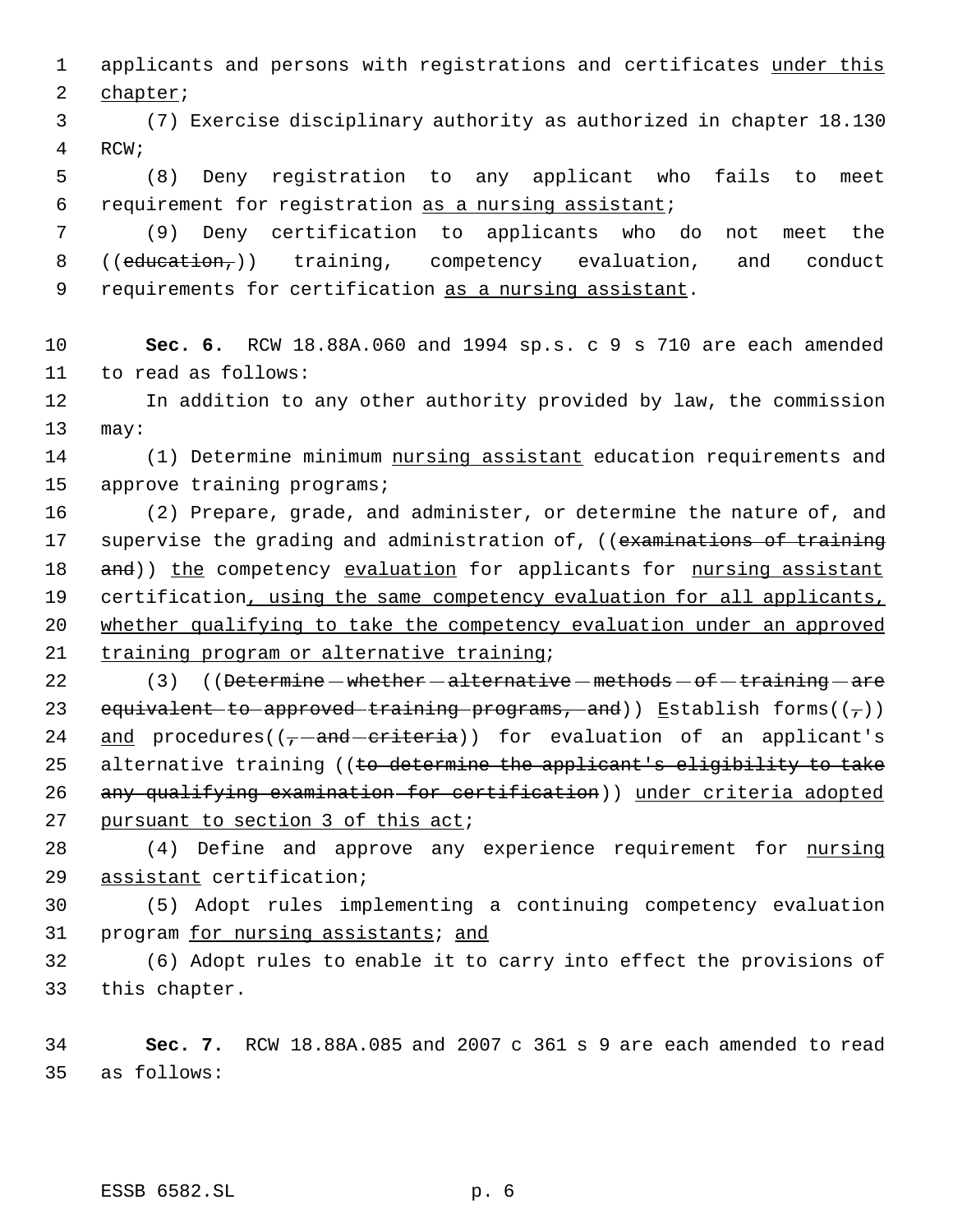applicants and persons with registrations and certificates <u>under this chapter</u>;

(7) Exercise disciplinary authority as authorized in chapter 18.130 RCW;

(8) Deny registration to any applicant who fails to meet requirement for registration <u>as a nursing assistant</u>;

(9) Deny certification to applicants who do not meet the ((~~education,~~)) training, competency evaluation, and conduct requirements for certification <u>as a nursing assistant</u>.

**Sec. 6.** RCW 18.88A.060 and 1994 sp.s. c 9 s 710 are each amended to read as follows:

In addition to any other authority provided by law, the commission may:

(1) Determine minimum <u>nursing assistant</u> education requirements and approve training programs;

(2) Prepare, grade, and administer, or determine the nature of, and supervise the grading and administration of, ((~~examinations of training and~~)) <u>the</u> competency <u>evaluation</u> for applicants for <u>nursing assistant</u> certification<u>, using the same competency evaluation for all applicants, whether qualifying to take the competency evaluation under an approved training program or alternative training</u>;

(3) ((~~Determine whether alternative methods of training are equivalent to approved training programs, and~~)) <u>E</u>stablish forms((~~,~~)) <u>and</u> procedures((~~, and criteria~~)) for evaluation of an applicant's alternative training ((~~to determine the applicant's eligibility to take any qualifying examination for certification~~)) <u>under criteria adopted pursuant to section 3 of this act</u>;

(4) Define and approve any experience requirement for <u>nursing assistant</u> certification;

(5) Adopt rules implementing a continuing competency evaluation program <u>for nursing assistants</u>; <u>and</u>

(6) Adopt rules to enable it to carry into effect the provisions of this chapter.

**Sec. 7.** RCW 18.88A.085 and 2007 c 361 s 9 are each amended to read as follows: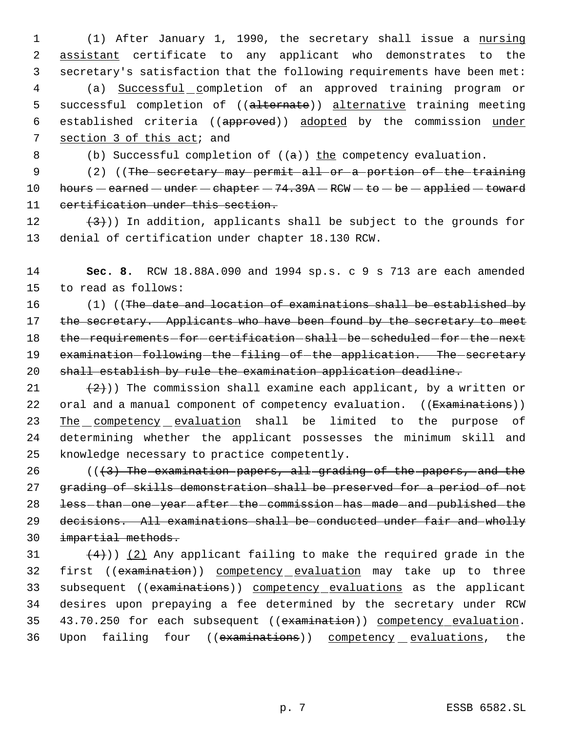(1) After January 1, 1990, the secretary shall issue a nursing assistant certificate to any applicant who demonstrates to the secretary's satisfaction that the following requirements have been met:

(a) Successful completion of an approved training program or successful completion of ((alternate)) alternative training meeting established criteria ((approved)) adopted by the commission under section 3 of this act; and

(b) Successful completion of ((a)) the competency evaluation.

(2) ((The secretary may permit all or a portion of the training hours earned under chapter 74.39A RCW to be applied toward certification under this section.

(3))) In addition, applicants shall be subject to the grounds for denial of certification under chapter 18.130 RCW.

**Sec. 8.** RCW 18.88A.090 and 1994 sp.s. c 9 s 713 are each amended to read as follows:

(1) ((The date and location of examinations shall be established by the secretary. Applicants who have been found by the secretary to meet the requirements for certification shall be scheduled for the next examination following the filing of the application. The secretary shall establish by rule the examination application deadline.

(2))) The commission shall examine each applicant, by a written or oral and a manual component of competency evaluation. ((Examinations)) The competency evaluation shall be limited to the purpose of determining whether the applicant possesses the minimum skill and knowledge necessary to practice competently.

(((3) The examination papers, all grading of the papers, and the grading of skills demonstration shall be preserved for a period of not less than one year after the commission has made and published the decisions. All examinations shall be conducted under fair and wholly impartial methods.

(4))) (2) Any applicant failing to make the required grade in the first ((examination)) competency evaluation may take up to three subsequent ((examinations)) competency evaluations as the applicant desires upon prepaying a fee determined by the secretary under RCW 43.70.250 for each subsequent ((examination)) competency evaluation. Upon failing four ((examinations)) competency evaluations, the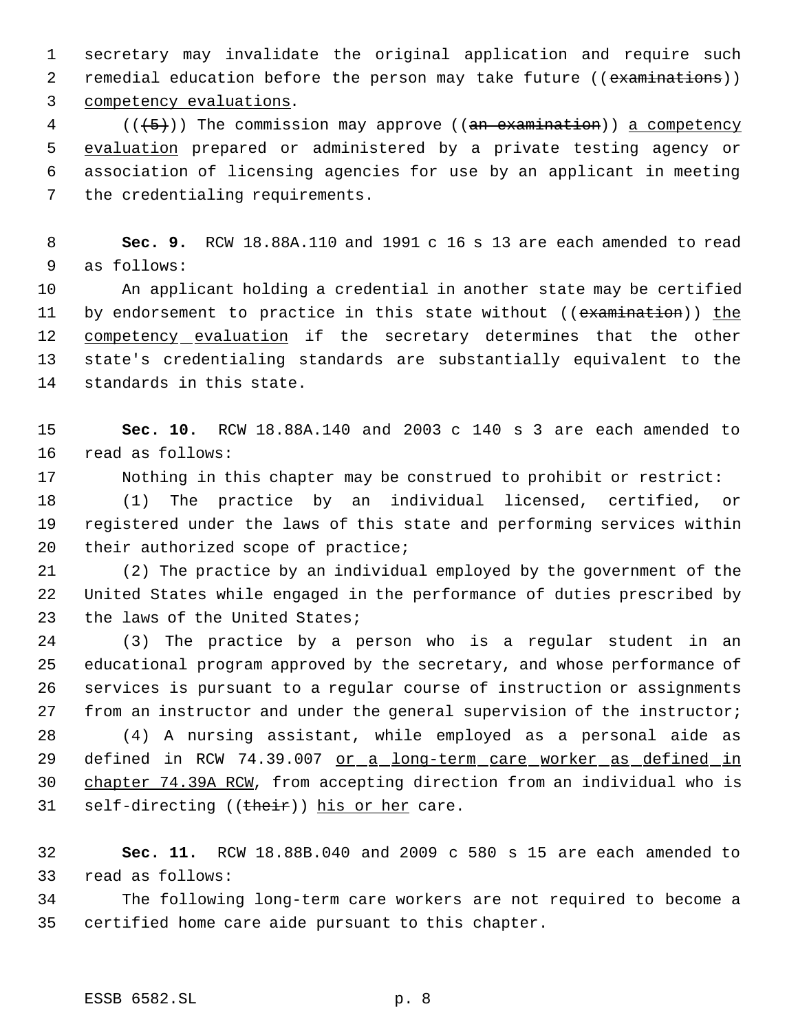secretary may invalidate the original application and require such remedial education before the person may take future ((examinations)) competency evaluations.

(((5))) The commission may approve ((an examination)) a competency evaluation prepared or administered by a private testing agency or association of licensing agencies for use by an applicant in meeting the credentialing requirements.

**Sec. 9.** RCW 18.88A.110 and 1991 c 16 s 13 are each amended to read as follows:

An applicant holding a credential in another state may be certified by endorsement to practice in this state without ((examination)) the competency evaluation if the secretary determines that the other state's credentialing standards are substantially equivalent to the standards in this state.

**Sec. 10.** RCW 18.88A.140 and 2003 c 140 s 3 are each amended to read as follows:

Nothing in this chapter may be construed to prohibit or restrict:

(1) The practice by an individual licensed, certified, or registered under the laws of this state and performing services within their authorized scope of practice;

(2) The practice by an individual employed by the government of the United States while engaged in the performance of duties prescribed by the laws of the United States;

(3) The practice by a person who is a regular student in an educational program approved by the secretary, and whose performance of services is pursuant to a regular course of instruction or assignments from an instructor and under the general supervision of the instructor;

(4) A nursing assistant, while employed as a personal aide as defined in RCW 74.39.007 or a long-term care worker as defined in chapter 74.39A RCW, from accepting direction from an individual who is self-directing ((their)) his or her care.

**Sec. 11.** RCW 18.88B.040 and 2009 c 580 s 15 are each amended to read as follows:

The following long-term care workers are not required to become a certified home care aide pursuant to this chapter.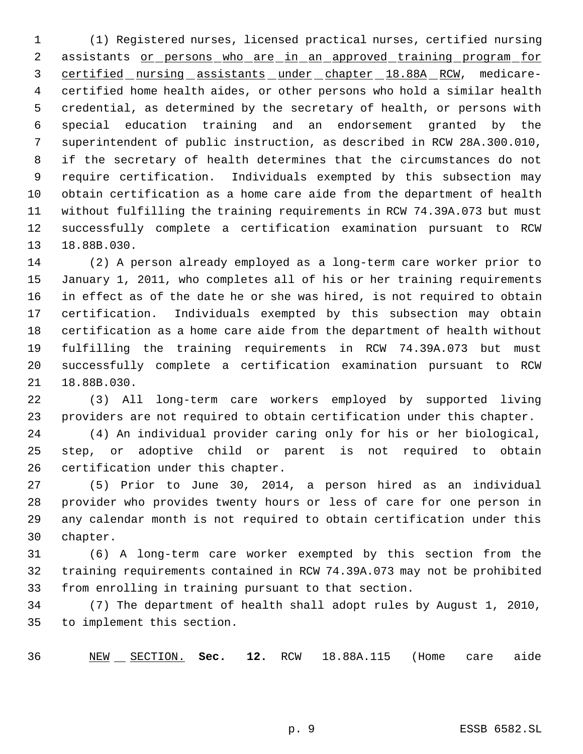(1) Registered nurses, licensed practical nurses, certified nursing assistants <u>or persons who are in an approved training program for certified nursing assistants under chapter 18.88A RCW</u>, medicare-certified home health aides, or other persons who hold a similar health credential, as determined by the secretary of health, or persons with special education training and an endorsement granted by the superintendent of public instruction, as described in RCW 28A.300.010, if the secretary of health determines that the circumstances do not require certification. Individuals exempted by this subsection may obtain certification as a home care aide from the department of health without fulfilling the training requirements in RCW 74.39A.073 but must successfully complete a certification examination pursuant to RCW 18.88B.030.

(2) A person already employed as a long-term care worker prior to January 1, 2011, who completes all of his or her training requirements in effect as of the date he or she was hired, is not required to obtain certification. Individuals exempted by this subsection may obtain certification as a home care aide from the department of health without fulfilling the training requirements in RCW 74.39A.073 but must successfully complete a certification examination pursuant to RCW 18.88B.030.

(3) All long-term care workers employed by supported living providers are not required to obtain certification under this chapter.

(4) An individual provider caring only for his or her biological, step, or adoptive child or parent is not required to obtain certification under this chapter.

(5) Prior to June 30, 2014, a person hired as an individual provider who provides twenty hours or less of care for one person in any calendar month is not required to obtain certification under this chapter.

(6) A long-term care worker exempted by this section from the training requirements contained in RCW 74.39A.073 may not be prohibited from enrolling in training pursuant to that section.

(7) The department of health shall adopt rules by August 1, 2010, to implement this section.

<u>NEW SECTION.</u> **Sec. 12.** RCW 18.88A.115 (Home care aide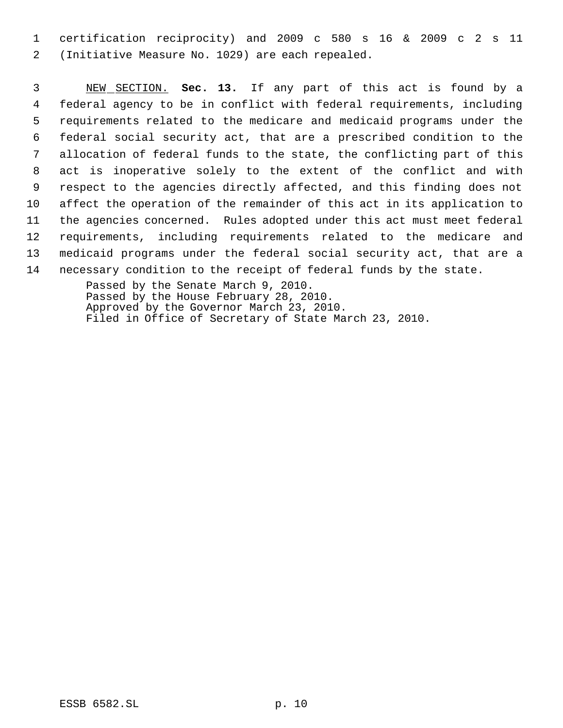certification reciprocity) and 2009 c 580 s 16 & 2009 c 2 s 11 (Initiative Measure No. 1029) are each repealed.

NEW SECTION. **Sec. 13.** If any part of this act is found by a federal agency to be in conflict with federal requirements, including requirements related to the medicare and medicaid programs under the federal social security act, that are a prescribed condition to the allocation of federal funds to the state, the conflicting part of this act is inoperative solely to the extent of the conflict and with respect to the agencies directly affected, and this finding does not affect the operation of the remainder of this act in its application to the agencies concerned. Rules adopted under this act must meet federal requirements, including requirements related to the medicare and medicaid programs under the federal social security act, that are a necessary condition to the receipt of federal funds by the state.

Passed by the Senate March 9, 2010.
Passed by the House February 28, 2010.
Approved by the Governor March 23, 2010.
Filed in Office of Secretary of State March 23, 2010.